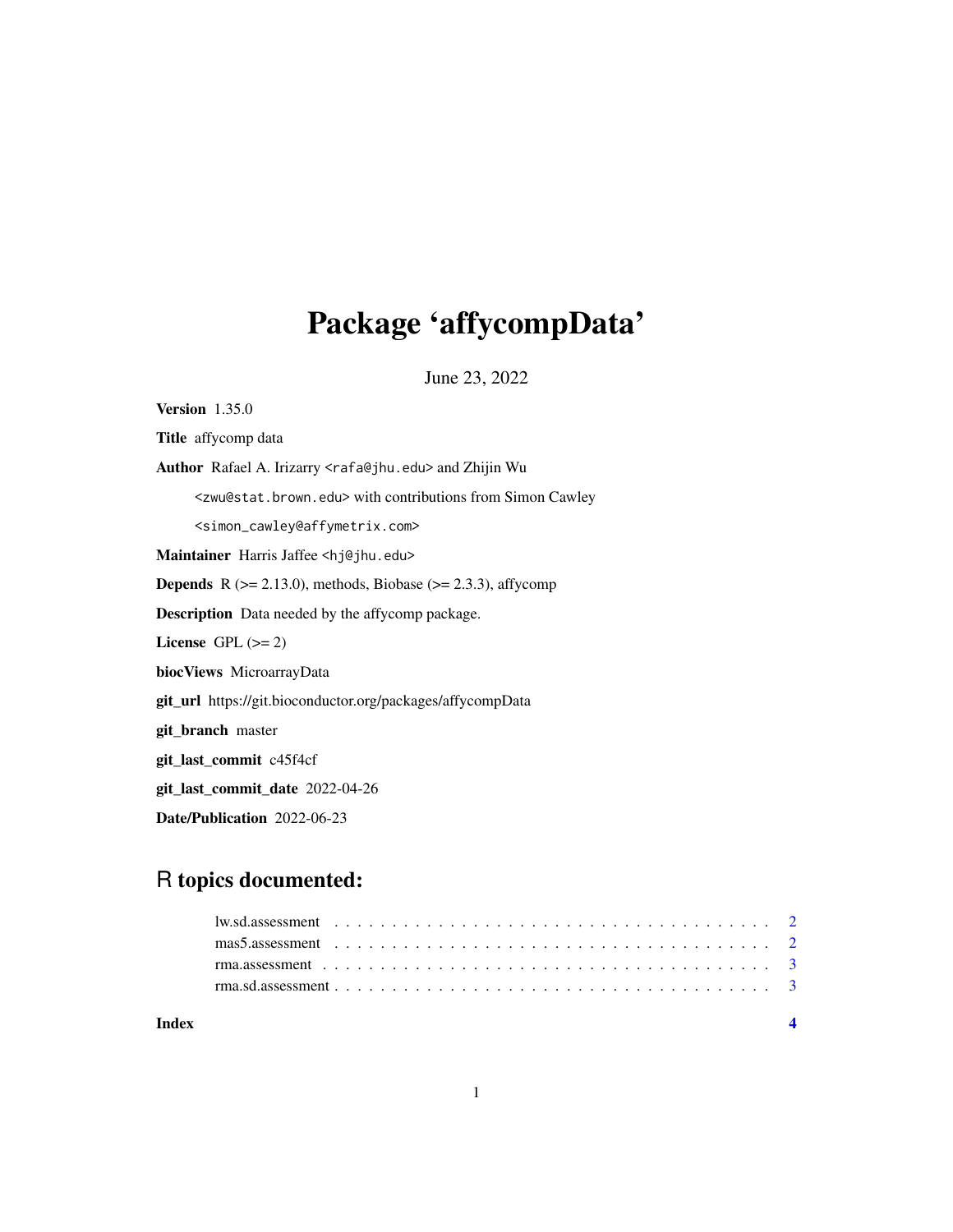# Package 'affycompData'

June 23, 2022

**Version** 1.35.0

**Title** affycomp data

**Author** Rafael A. Irizarry <rafa@jhu.edu> and Zhijin Wu <zwu@stat.brown.edu> with contributions from Simon Cawley <simon_cawley@affymetrix.com>

**Maintainer** Harris Jaffee <hj@jhu.edu>

**Depends** R (>= 2.13.0), methods, Biobase (>= 2.3.3), affycomp

**Description** Data needed by the affycomp package.

**License** GPL (>= 2)

**biocViews** MicroarrayData

**git_url** https://git.bioconductor.org/packages/affycompData

**git_branch** master

**git_last_commit** c45f4cf

**git_last_commit_date** 2022-04-26

**Date/Publication** 2022-06-23

## R topics documented:

- lw.sd.assessment . . . . . . . . . . . . . . . . . . . . . . . . . . . . . . . . . . . . 2
- mas5.assessment . . . . . . . . . . . . . . . . . . . . . . . . . . . . . . . . . . . . 2
- rma.assessment . . . . . . . . . . . . . . . . . . . . . . . . . . . . . . . . . . . . 3
- rma.sd.assessment . . . . . . . . . . . . . . . . . . . . . . . . . . . . . . . . . . . . 3

**Index** 4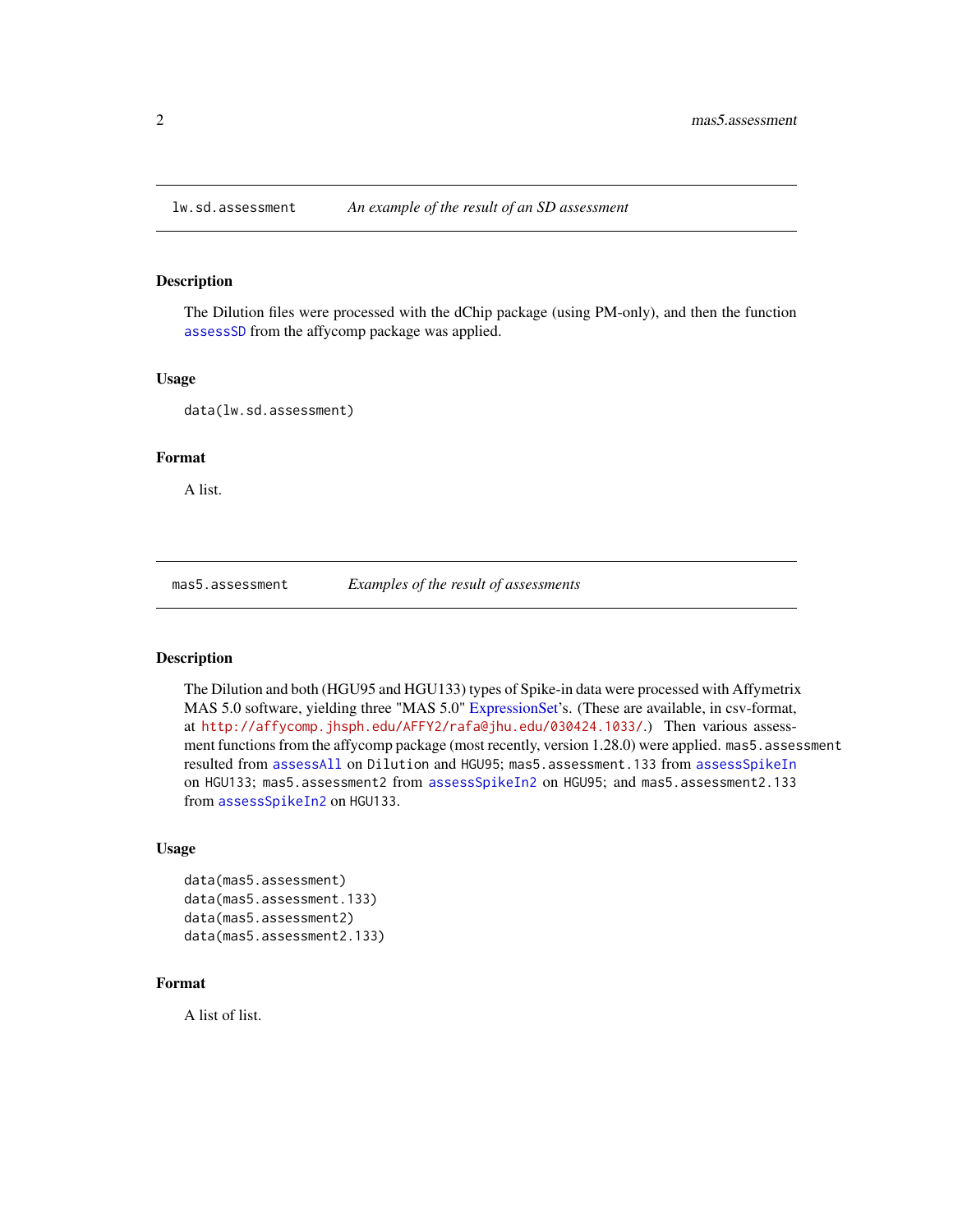## lw.sd.assessment *An example of the result of an SD assessment*

### Description

The Dilution files were processed with the dChip package (using PM-only), and then the function assessSD from the affycomp package was applied.

### Usage

```
data(lw.sd.assessment)
```

### Format

A list.

## mas5.assessment *Examples of the result of assessments*

### Description

The Dilution and both (HGU95 and HGU133) types of Spike-in data were processed with Affymetrix MAS 5.0 software, yielding three "MAS 5.0" ExpressionSet's. (These are available, in csv-format, at http://affycomp.jhsph.edu/AFFY2/rafa@jhu.edu/030424.1033/.) Then various assessment functions from the affycomp package (most recently, version 1.28.0) were applied. `mas5.assessment` resulted from `assessAll` on `Dilution` and `HGU95`; `mas5.assessment.133` from `assessSpikeIn` on `HGU133`; `mas5.assessment2` from `assessSpikeIn2` on `HGU95`; and `mas5.assessment2.133` from `assessSpikeIn2` on `HGU133`.

### Usage

```
data(mas5.assessment)
data(mas5.assessment.133)
data(mas5.assessment2)
data(mas5.assessment2.133)
```

### Format

A list of list.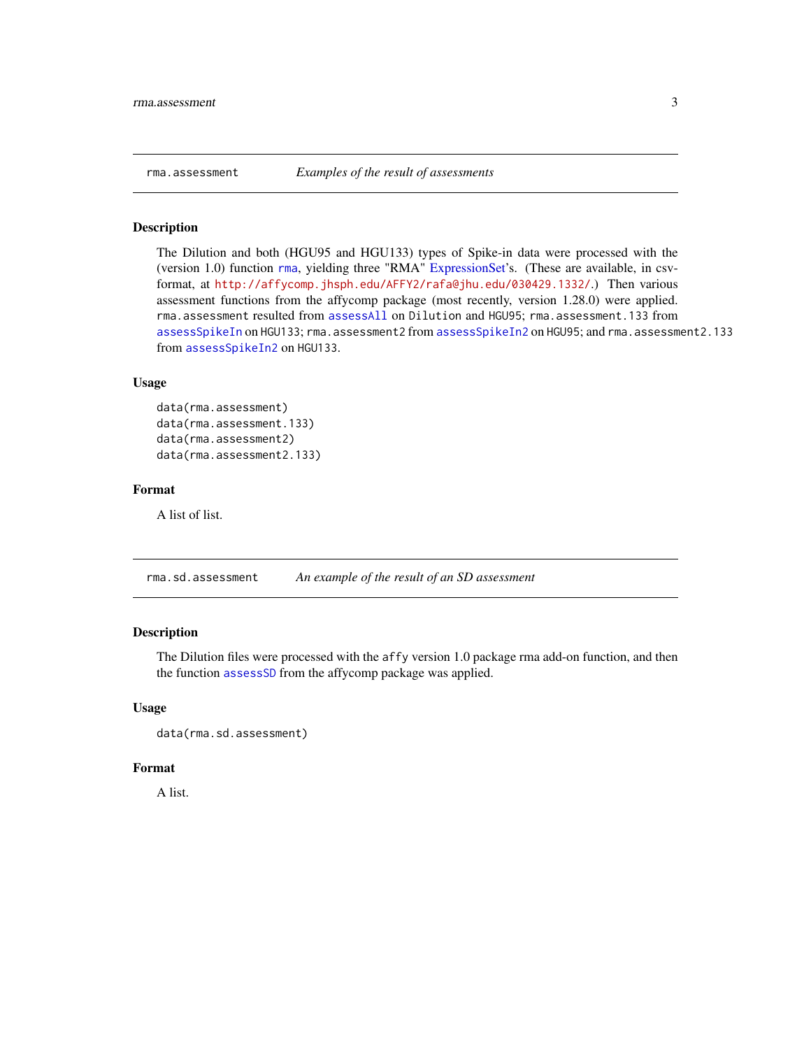## rma.assessment — *Examples of the result of assessments*

### Description

The Dilution and both (HGU95 and HGU133) types of Spike-in data were processed with the (version 1.0) function `rma`, yielding three "RMA" ExpressionSet's. (These are available, in csv-format, at `http://affycomp.jhsph.edu/AFFY2/rafa@jhu.edu/030429.1332/`.) Then various assessment functions from the affycomp package (most recently, version 1.28.0) were applied. `rma.assessment` resulted from `assessAll` on `Dilution` and `HGU95`; `rma.assessment.133` from `assessSpikeIn` on `HGU133`; `rma.assessment2` from `assessSpikeIn2` on `HGU95`; and `rma.assessment2.133` from `assessSpikeIn2` on `HGU133`.

### Usage

```
data(rma.assessment)
data(rma.assessment.133)
data(rma.assessment2)
data(rma.assessment2.133)
```

### Format

A list of list.

## rma.sd.assessment — *An example of the result of an SD assessment*

### Description

The Dilution files were processed with the `affy` version 1.0 package rma add-on function, and then the function `assessSD` from the affycomp package was applied.

### Usage

```
data(rma.sd.assessment)
```

### Format

A list.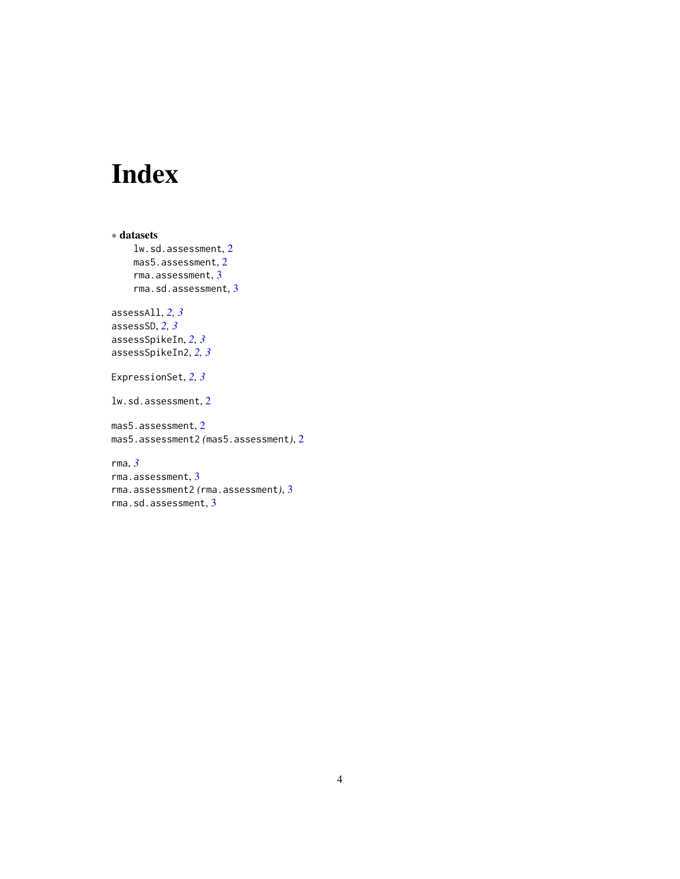# Index

∗ **datasets**

- lw.sd.assessment, 2
- mas5.assessment, 2
- rma.assessment, 3
- rma.sd.assessment, 3

assessAll, *2, 3*
assessSD, *2, 3*
assessSpikeIn, *2, 3*
assessSpikeIn2, *2, 3*

ExpressionSet, *2, 3*

lw.sd.assessment, 2

mas5.assessment, 2
mas5.assessment2 *(*mas5.assessment*)*, 2

rma, *3*
rma.assessment, 3
rma.assessment2 *(*rma.assessment*)*, 3
rma.sd.assessment, 3